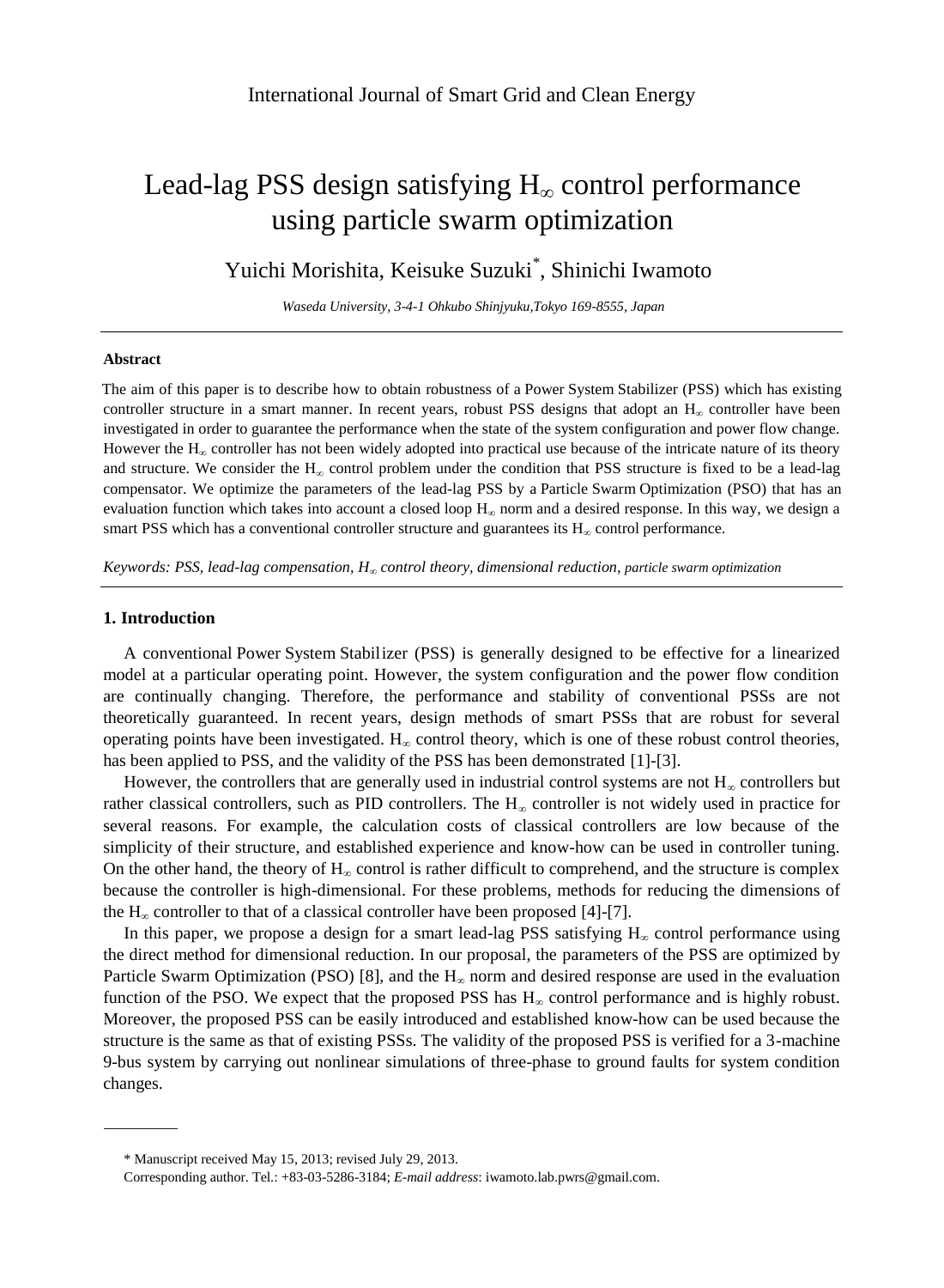International Journal of Smart Grid and Clean Energy

# Lead-lag PSS design satisfying $H_\infty$ control performance using particle swarm optimization

Yuichi Morishita, Keisuke Suzuki*, Shinichi Iwamoto

*Waseda University, 3-4-1 Ohkubo Shinjyuku,Tokyo 169-8555, Japan*

---

**Abstract**

The aim of this paper is to describe how to obtain robustness of a Power System Stabilizer (PSS) which has existing controller structure in a smart manner. In recent years, robust PSS designs that adopt an $H_\infty$ controller have been investigated in order to guarantee the performance when the state of the system configuration and power flow change. However the $H_\infty$ controller has not been widely adopted into practical use because of the intricate nature of its theory and structure. We consider the $H_\infty$ control problem under the condition that PSS structure is fixed to be a lead-lag compensator. We optimize the parameters of the lead-lag PSS by a Particle Swarm Optimization (PSO) that has an evaluation function which takes into account a closed loop $H_\infty$ norm and a desired response. In this way, we design a smart PSS which has a conventional controller structure and guarantees its $H_\infty$ control performance.

*Keywords: PSS, lead-lag compensation, $H_\infty$ control theory, dimensional reduction, particle swarm optimization*

---

## 1. Introduction

A conventional Power System Stabilizer (PSS) is generally designed to be effective for a linearized model at a particular operating point. However, the system configuration and the power flow condition are continually changing. Therefore, the performance and stability of conventional PSSs are not theoretically guaranteed. In recent years, design methods of smart PSSs that are robust for several operating points have been investigated. $H_\infty$ control theory, which is one of these robust control theories, has been applied to PSS, and the validity of the PSS has been demonstrated [1]-[3].

However, the controllers that are generally used in industrial control systems are not $H_\infty$ controllers but rather classical controllers, such as PID controllers. The $H_\infty$ controller is not widely used in practice for several reasons. For example, the calculation costs of classical controllers are low because of the simplicity of their structure, and established experience and know-how can be used in controller tuning. On the other hand, the theory of $H_\infty$ control is rather difficult to comprehend, and the structure is complex because the controller is high-dimensional. For these problems, methods for reducing the dimensions of the $H_\infty$ controller to that of a classical controller have been proposed [4]-[7].

In this paper, we propose a design for a smart lead-lag PSS satisfying $H_\infty$ control performance using the direct method for dimensional reduction. In our proposal, the parameters of the PSS are optimized by Particle Swarm Optimization (PSO) [8], and the $H_\infty$ norm and desired response are used in the evaluation function of the PSO. We expect that the proposed PSS has $H_\infty$ control performance and is highly robust. Moreover, the proposed PSS can be easily introduced and established know-how can be used because the structure is the same as that of existing PSSs. The validity of the proposed PSS is verified for a 3-machine 9-bus system by carrying out nonlinear simulations of three-phase to ground faults for system condition changes.

---

\* Manuscript received May 15, 2013; revised July 29, 2013.

Corresponding author. Tel.: +83-03-5286-3184; *E-mail address*: iwamoto.lab.pwrs@gmail.com.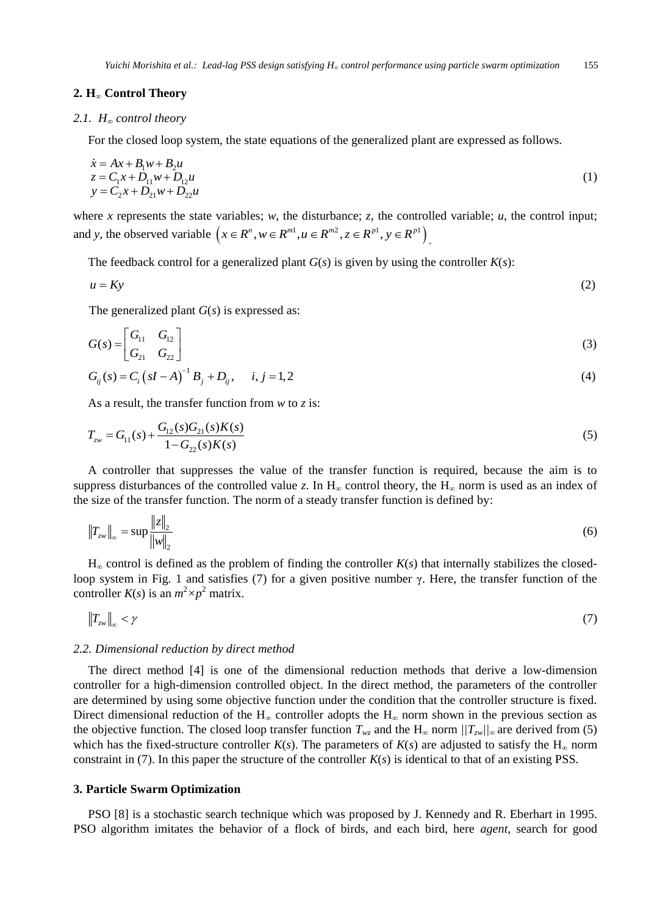## 2. H$_\infty$ Control Theory

### 2.1. H$_\infty$ control theory

For the closed loop system, the state equations of the generalized plant are expressed as follows.

$$
\begin{aligned}
\dot{x} &= Ax + B_1 w + B_2 u \\
z &= C_1 x + D_{11} w + D_{12} u \\
y &= C_2 x + D_{21} w + D_{22} u
\end{aligned}
\tag{1}
$$

where $x$ represents the state variables; $w$, the disturbance; $z$, the controlled variable; $u$, the control input; and $y$, the observed variable $\left(x \in R^n, w \in R^{m1}, u \in R^{m2}, z \in R^{p1}, y \in R^{p1}\right)$.

The feedback control for a generalized plant $G(s)$ is given by using the controller $K(s)$:

$$
u = Ky \tag{2}
$$

The generalized plant $G(s)$ is expressed as:

$$
G(s) = \begin{bmatrix} G_{11} & G_{12} \\ G_{21} & G_{22} \end{bmatrix} \tag{3}
$$

$$
G_{ij}(s) = C_i \left(sI - A\right)^{-1} B_j + D_{ij}, \quad i, j = 1, 2 \tag{4}
$$

As a result, the transfer function from $w$ to $z$ is:

$$
T_{zw} = G_{11}(s) + \frac{G_{12}(s) G_{21}(s) K(s)}{1 - G_{22}(s) K(s)} \tag{5}
$$

A controller that suppresses the value of the transfer function is required, because the aim is to suppress disturbances of the controlled value $z$. In H$_\infty$ control theory, the H$_\infty$ norm is used as an index of the size of the transfer function. The norm of a steady transfer function is defined by:

$$
\left\| T_{zw} \right\|_\infty = \sup \frac{\left\| z \right\|_2}{\left\| w \right\|_2} \tag{6}
$$

H$_\infty$ control is defined as the problem of finding the controller $K(s)$ that internally stabilizes the closed-loop system in Fig. 1 and satisfies (7) for a given positive number $\gamma$. Here, the transfer function of the controller $K(s)$ is an $m^2 \times p^2$ matrix.

$$
\left\| T_{zw} \right\|_\infty < \gamma \tag{7}
$$

### 2.2. Dimensional reduction by direct method

The direct method [4] is one of the dimensional reduction methods that derive a low-dimension controller for a high-dimension controlled object. In the direct method, the parameters of the controller are determined by using some objective function under the condition that the controller structure is fixed. Direct dimensional reduction of the H$_\infty$ controller adopts the H$_\infty$ norm shown in the previous section as the objective function. The closed loop transfer function $T_{wz}$ and the H$_\infty$ norm $||T_{zw}||_\infty$ are derived from (5) which has the fixed-structure controller $K(s)$. The parameters of $K(s)$ are adjusted to satisfy the H$_\infty$ norm constraint in (7). In this paper the structure of the controller $K(s)$ is identical to that of an existing PSS.

## 3. Particle Swarm Optimization

PSO [8] is a stochastic search technique which was proposed by J. Kennedy and R. Eberhart in 1995. PSO algorithm imitates the behavior of a flock of birds, and each bird, here *agent*, search for good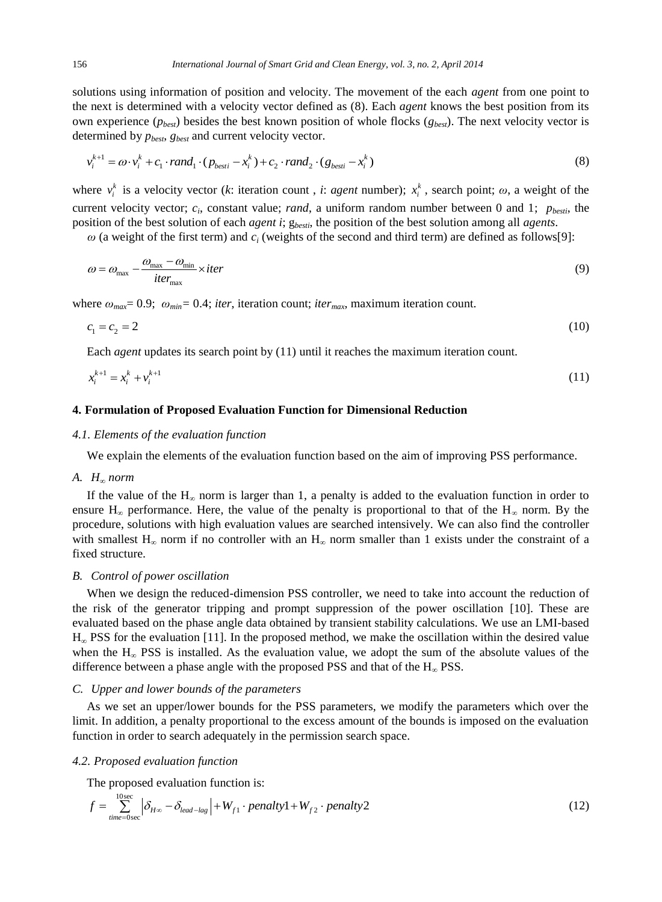solutions using information of position and velocity. The movement of the each *agent* from one point to the next is determined with a velocity vector defined as (8). Each *agent* knows the best position from its own experience ($p_{best}$) besides the best known position of whole flocks ($g_{best}$). The next velocity vector is determined by $p_{best}$, $g_{best}$ and current velocity vector.

$$v_i^{k+1} = \omega \cdot v_i^k + c_1 \cdot rand_1 \cdot (p_{besti} - x_i^k) + c_2 \cdot rand_2 \cdot (g_{besti} - x_i^k) \tag{8}$$

where $v_i^k$ is a velocity vector (*k*: iteration count , *i*: *agent* number); $x_i^k$, search point; $\omega$, a weight of the current velocity vector; $c_i$, constant value; *rand*, a uniform random number between 0 and 1; $p_{besti}$, the position of the best solution of each *agent i*; $g_{besti}$, the position of the best solution among all *agents*.

$\omega$ (a weight of the first term) and $c_i$ (weights of the second and third term) are defined as follows[9]:

$$\omega = \omega_{max} - \frac{\omega_{max} - \omega_{min}}{iter_{max}} \times iter \tag{9}$$

where $\omega_{max}$= 0.9; $\omega_{min}$= 0.4; *iter*, iteration count; $iter_{max}$, maximum iteration count.

$$c_1 = c_2 = 2 \tag{10}$$

Each *agent* updates its search point by (11) until it reaches the maximum iteration count.

$$x_i^{k+1} = x_i^k + v_i^{k+1} \tag{11}$$

## 4. Formulation of Proposed Evaluation Function for Dimensional Reduction

### *4.1. Elements of the evaluation function*

We explain the elements of the evaluation function based on the aim of improving PSS performance.

#### *A. $H_\infty$ norm*

If the value of the $H_\infty$ norm is larger than 1, a penalty is added to the evaluation function in order to ensure $H_\infty$ performance. Here, the value of the penalty is proportional to that of the $H_\infty$ norm. By the procedure, solutions with high evaluation values are searched intensively. We can also find the controller with smallest $H_\infty$ norm if no controller with an $H_\infty$ norm smaller than 1 exists under the constraint of a fixed structure.

#### *B. Control of power oscillation*

When we design the reduced-dimension PSS controller, we need to take into account the reduction of the risk of the generator tripping and prompt suppression of the power oscillation [10]. These are evaluated based on the phase angle data obtained by transient stability calculations. We use an LMI-based $H_\infty$ PSS for the evaluation [11]. In the proposed method, we make the oscillation within the desired value when the $H_\infty$ PSS is installed. As the evaluation value, we adopt the sum of the absolute values of the difference between a phase angle with the proposed PSS and that of the $H_\infty$ PSS.

#### *C. Upper and lower bounds of the parameters*

As we set an upper/lower bounds for the PSS parameters, we modify the parameters which over the limit. In addition, a penalty proportional to the excess amount of the bounds is imposed on the evaluation function in order to search adequately in the permission search space.

### *4.2. Proposed evaluation function*

The proposed evaluation function is:

$$f = \sum_{time=0\sec}^{10\sec} \left| \delta_{H\infty} - \delta_{lead-lag} \right| + W_{f1} \cdot penalty1 + W_{f2} \cdot penalty2 \tag{12}$$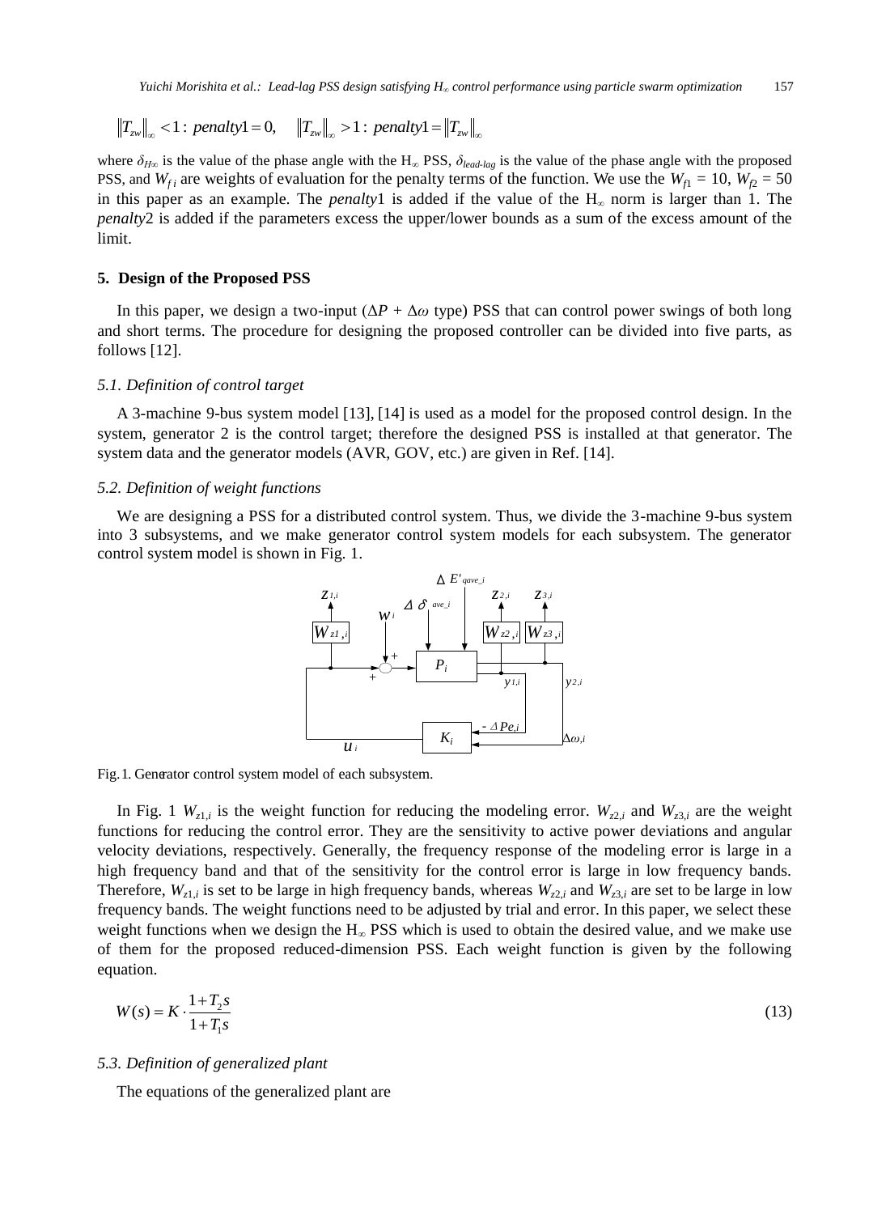$$\|T_{zw}\|_\infty < 1: \ penalty1 = 0, \quad \|T_{zw}\|_\infty > 1: \ penalty1 = \|T_{zw}\|_\infty$$

where $\delta_{H\infty}$ is the value of the phase angle with the H$_\infty$ PSS, $\delta_{lead\text{-}lag}$ is the value of the phase angle with the proposed PSS, and $W_{f\,i}$ are weights of evaluation for the penalty terms of the function. We use the $W_{f1} = 10$, $W_{f2} = 50$ in this paper as an example. The *penalty*1 is added if the value of the H$_\infty$ norm is larger than 1. The *penalty*2 is added if the parameters excess the upper/lower bounds as a sum of the excess amount of the limit.

## 5. Design of the Proposed PSS

In this paper, we design a two-input ($\Delta P + \Delta\omega$ type) PSS that can control power swings of both long and short terms. The procedure for designing the proposed controller can be divided into five parts, as follows [12].

### 5.1. Definition of control target

A 3-machine 9-bus system model [13], [14] is used as a model for the proposed control design. In the system, generator 2 is the control target; therefore the designed PSS is installed at that generator. The system data and the generator models (AVR, GOV, etc.) are given in Ref. [14].

### 5.2. Definition of weight functions

We are designing a PSS for a distributed control system. Thus, we divide the 3-machine 9-bus system into 3 subsystems, and we make generator control system models for each subsystem. The generator control system model is shown in Fig. 1.

Fig. 1. Generator control system model of each subsystem.

In Fig. 1 $W_{z1,i}$ is the weight function for reducing the modeling error. $W_{z2,i}$ and $W_{z3,i}$ are the weight functions for reducing the control error. They are the sensitivity to active power deviations and angular velocity deviations, respectively. Generally, the frequency response of the modeling error is large in a high frequency band and that of the sensitivity for the control error is large in low frequency bands. Therefore, $W_{z1,i}$ is set to be large in high frequency bands, whereas $W_{z2,i}$ and $W_{z3,i}$ are set to be large in low frequency bands. The weight functions need to be adjusted by trial and error. In this paper, we select these weight functions when we design the H$_\infty$ PSS which is used to obtain the desired value, and we make use of them for the proposed reduced-dimension PSS. Each weight function is given by the following equation.

$$W(s) = K \cdot \frac{1 + T_2 s}{1 + T_1 s} \tag{13}$$

### 5.3. Definition of generalized plant

The equations of the generalized plant are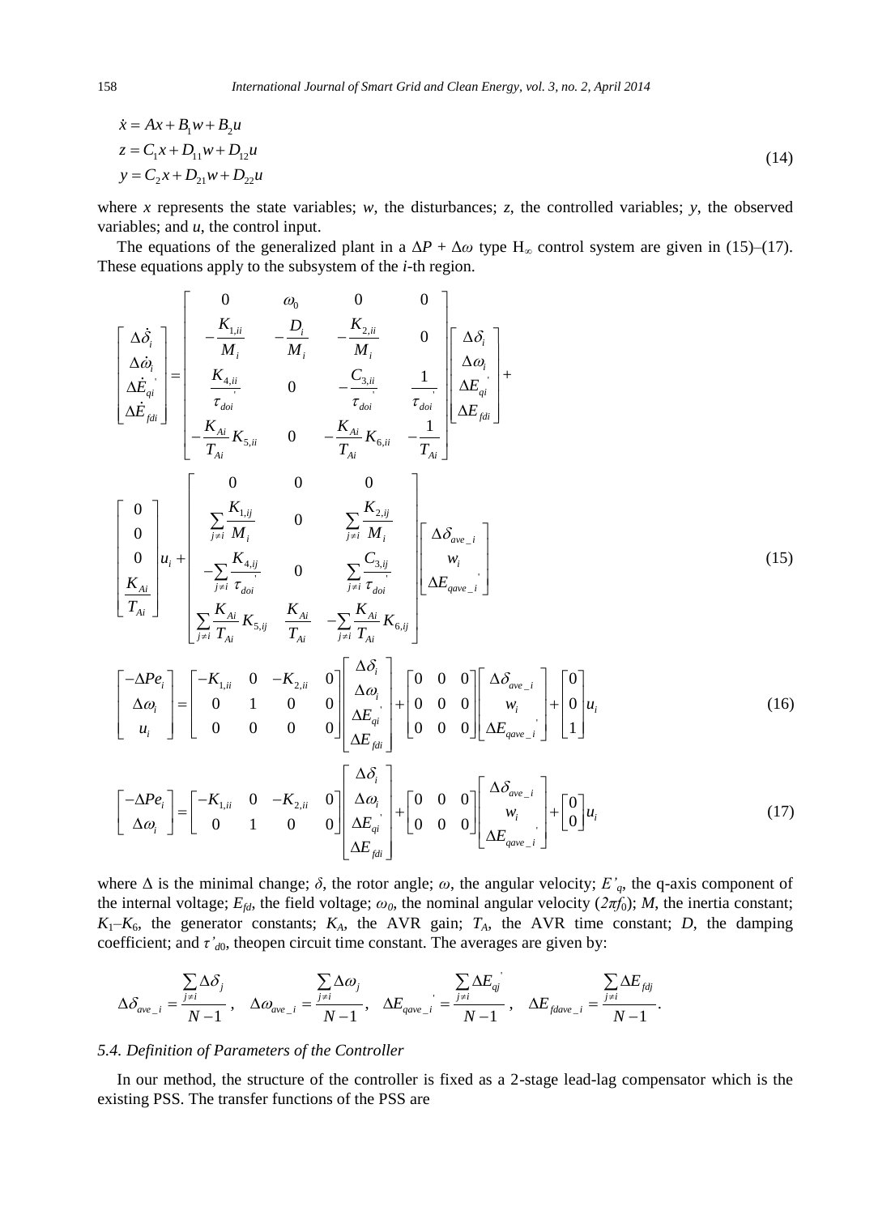$$
\begin{aligned}
\dot{x} &= Ax + B_1 w + B_2 u \\
z &= C_1 x + D_{11} w + D_{12} u \\
y &= C_2 x + D_{21} w + D_{22} u
\end{aligned}
\tag{14}
$$

where *x* represents the state variables; *w*, the disturbances; *z*, the controlled variables; *y*, the observed variables; and *u*, the control input.

The equations of the generalized plant in a $\Delta P + \Delta\omega$ type $H_\infty$ control system are given in (15)–(17). These equations apply to the subsystem of the *i*-th region.

$$
\begin{bmatrix} \Delta\dot{\delta}_i \\ \Delta\dot{\omega}_i \\ \Delta\dot{E}_{qi}' \\ \Delta\dot{E}_{fdi} \end{bmatrix}
=
\begin{bmatrix}
0 & \omega_0 & 0 & 0 \\
-\dfrac{K_{1,ii}}{M_i} & -\dfrac{D_i}{M_i} & -\dfrac{K_{2,ii}}{M_i} & 0 \\
\dfrac{K_{4,ii}}{\tau_{doi}'} & 0 & -\dfrac{C_{3,ii}}{\tau_{doi}'} & \dfrac{1}{\tau_{doi}'} \\
-\dfrac{K_{Ai}}{T_{Ai}} K_{5,ii} & 0 & -\dfrac{K_{Ai}}{T_{Ai}} K_{6,ii} & -\dfrac{1}{T_{Ai}}
\end{bmatrix}
\begin{bmatrix} \Delta\delta_i \\ \Delta\omega_i \\ \Delta E_{qi}' \\ \Delta E_{fdi} \end{bmatrix}
+
\begin{bmatrix} 0 \\ 0 \\ 0 \\ \dfrac{K_{Ai}}{T_{Ai}} \end{bmatrix} u_i
+
\begin{bmatrix}
0 & 0 & 0 \\
\sum\limits_{j \neq i} \dfrac{K_{1,ij}}{M_i} & 0 & \sum\limits_{j \neq i} \dfrac{K_{2,ij}}{M_i} \\
-\sum\limits_{j \neq i} \dfrac{K_{4,ij}}{\tau_{doi}'} & 0 & \sum\limits_{j \neq i} \dfrac{C_{3,ij}}{\tau_{doi}'} \\
\sum\limits_{j \neq i} \dfrac{K_{Ai}}{T_{Ai}} K_{5,ij} & \dfrac{K_{Ai}}{T_{Ai}} & -\sum\limits_{j \neq i} \dfrac{K_{Ai}}{T_{Ai}} K_{6,ij}
\end{bmatrix}
\begin{bmatrix} \Delta\delta_{ave\_i} \\ w_i \\ \Delta E_{qave\_i}' \end{bmatrix}
\tag{15}
$$

$$
\begin{bmatrix} -\Delta Pe_i \\ \Delta\omega_i \\ u_i \end{bmatrix}
=
\begin{bmatrix}
-K_{1,ii} & 0 & -K_{2,ii} & 0 \\
0 & 1 & 0 & 0 \\
0 & 0 & 0 & 0
\end{bmatrix}
\begin{bmatrix} \Delta\delta_i \\ \Delta\omega_i \\ \Delta E_{qi}' \\ \Delta E_{fdi} \end{bmatrix}
+
\begin{bmatrix}
0 & 0 & 0 \\
0 & 0 & 0 \\
0 & 0 & 0
\end{bmatrix}
\begin{bmatrix} \Delta\delta_{ave\_i} \\ w_i \\ \Delta E_{qave\_i}' \end{bmatrix}
+
\begin{bmatrix} 0 \\ 0 \\ 1 \end{bmatrix} u_i
\tag{16}
$$

$$
\begin{bmatrix} -\Delta Pe_i \\ \Delta\omega_i \end{bmatrix}
=
\begin{bmatrix}
-K_{1,ii} & 0 & -K_{2,ii} & 0 \\
0 & 1 & 0 & 0
\end{bmatrix}
\begin{bmatrix} \Delta\delta_i \\ \Delta\omega_i \\ \Delta E_{qi}' \\ \Delta E_{fdi} \end{bmatrix}
+
\begin{bmatrix}
0 & 0 & 0 \\
0 & 0 & 0
\end{bmatrix}
\begin{bmatrix} \Delta\delta_{ave\_i} \\ w_i \\ \Delta E_{qave\_i}' \end{bmatrix}
+
\begin{bmatrix} 0 \\ 0 \end{bmatrix} u_i
\tag{17}
$$

where $\Delta$ is the minimal change; $\delta$, the rotor angle; $\omega$, the angular velocity; $E'_q$, the q-axis component of the internal voltage; $E_{fd}$, the field voltage; $\omega_0$, the nominal angular velocity ($2\pi f_0$); *M*, the inertia constant; $K_1$–$K_6$, the generator constants; $K_A$, the AVR gain; $T_A$, the AVR time constant; *D*, the damping coefficient; and $\tau'_{d0}$, theopen circuit time constant. The averages are given by:

$$
\Delta\delta_{ave\_i} = \frac{\sum\limits_{j \neq i} \Delta\delta_j}{N-1}, \quad \Delta\omega_{ave\_i} = \frac{\sum\limits_{j \neq i} \Delta\omega_j}{N-1}, \quad \Delta E_{qave\_i}' = \frac{\sum\limits_{j \neq i} \Delta E_{qj}'}{N-1}, \quad \Delta E_{fdave\_i} = \frac{\sum\limits_{j \neq i} \Delta E_{fdj}}{N-1}.
$$

### 5.4. Definition of Parameters of the Controller

In our method, the structure of the controller is fixed as a 2-stage lead-lag compensator which is the existing PSS. The transfer functions of the PSS are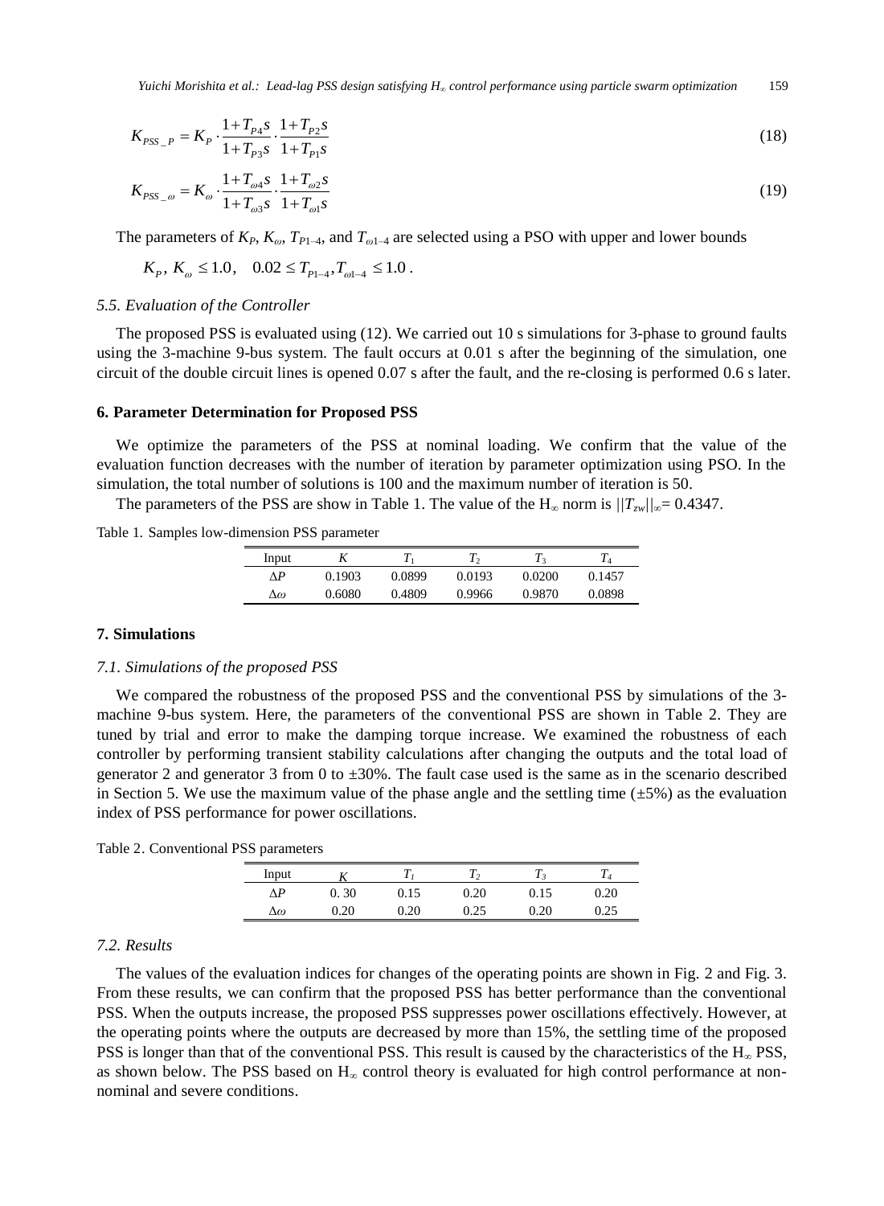$$K_{PSS\_P} = K_P \cdot \frac{1+T_{P4}s}{1+T_{P3}s} \cdot \frac{1+T_{P2}s}{1+T_{P1}s} \tag{18}$$

$$K_{PSS\_\omega} = K_\omega \cdot \frac{1+T_{\omega 4}s}{1+T_{\omega 3}s} \cdot \frac{1+T_{\omega 2}s}{1+T_{\omega 1}s} \tag{19}$$

The parameters of $K_P$, $K_\omega$, $T_{P1\text{–}4}$, and $T_{\omega 1\text{–}4}$ are selected using a PSO with upper and lower bounds

$$K_P,\ K_\omega \leq 1.0, \quad 0.02 \leq T_{P1-4}, T_{\omega 1-4} \leq 1.0 .$$

### 5.5. Evaluation of the Controller

The proposed PSS is evaluated using (12). We carried out 10 s simulations for 3-phase to ground faults using the 3-machine 9-bus system. The fault occurs at 0.01 s after the beginning of the simulation, one circuit of the double circuit lines is opened 0.07 s after the fault, and the re-closing is performed 0.6 s later.

## 6. Parameter Determination for Proposed PSS

We optimize the parameters of the PSS at nominal loading. We confirm that the value of the evaluation function decreases with the number of iteration by parameter optimization using PSO. In the simulation, the total number of solutions is 100 and the maximum number of iteration is 50.

The parameters of the PSS are show in Table 1. The value of the H$_\infty$ norm is $||T_{zw}||_\infty$= 0.4347.

Table 1. Samples low-dimension PSS parameter

| Input | $K$ | $T_1$ | $T_2$ | $T_3$ | $T_4$ |
|---|---|---|---|---|---|
| $\Delta P$ | 0.1903 | 0.0899 | 0.0193 | 0.0200 | 0.1457 |
| $\Delta\omega$ | 0.6080 | 0.4809 | 0.9966 | 0.9870 | 0.0898 |

## 7. Simulations

### 7.1. Simulations of the proposed PSS

We compared the robustness of the proposed PSS and the conventional PSS by simulations of the 3-machine 9-bus system. Here, the parameters of the conventional PSS are shown in Table 2. They are tuned by trial and error to make the damping torque increase. We examined the robustness of each controller by performing transient stability calculations after changing the outputs and the total load of generator 2 and generator 3 from 0 to ±30%. The fault case used is the same as in the scenario described in Section 5. We use the maximum value of the phase angle and the settling time (±5%) as the evaluation index of PSS performance for power oscillations.

Table 2. Conventional PSS parameters

| Input | $K$ | $T_1$ | $T_2$ | $T_3$ | $T_4$ |
|---|---|---|---|---|---|
| $\Delta P$ | 0. 30 | 0.15 | 0.20 | 0.15 | 0.20 |
| $\Delta\omega$ | 0.20 | 0.20 | 0.25 | 0.20 | 0.25 |

### 7.2. Results

The values of the evaluation indices for changes of the operating points are shown in Fig. 2 and Fig. 3. From these results, we can confirm that the proposed PSS has better performance than the conventional PSS. When the outputs increase, the proposed PSS suppresses power oscillations effectively. However, at the operating points where the outputs are decreased by more than 15%, the settling time of the proposed PSS is longer than that of the conventional PSS. This result is caused by the characteristics of the H$_\infty$ PSS, as shown below. The PSS based on H$_\infty$ control theory is evaluated for high control performance at non-nominal and severe conditions.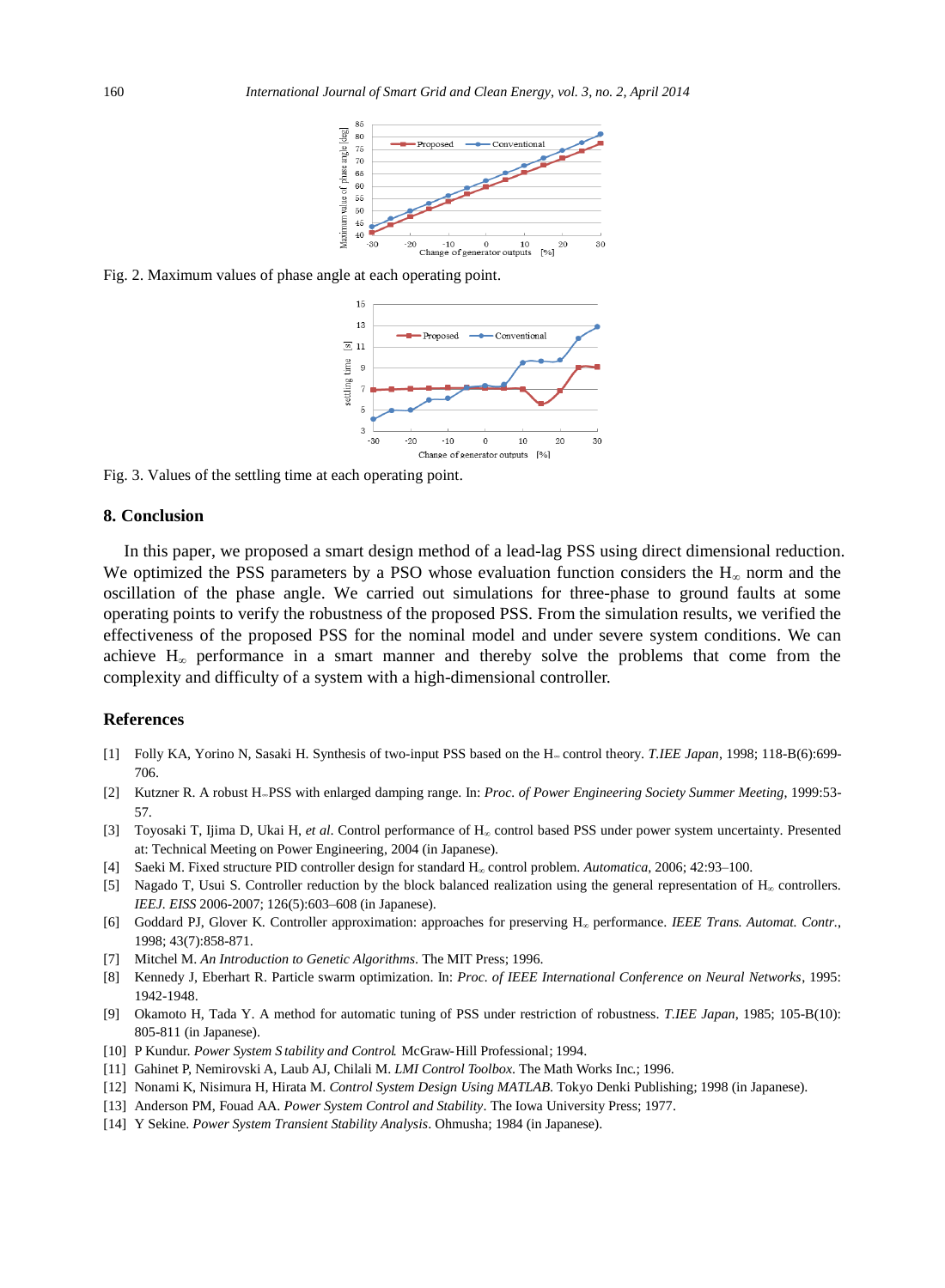85
80
75
70
65
60
55
50
45
40

Maximum value of phase angle [deg]

Proposed
Conventional

-30 -20 -10 0 10 20 30

Change of generator outputs [%]

Fig. 2. Maximum values of phase angle at each operating point.

15
13
11
9
7
5
3

settling time [s]

Proposed
Conventional

-30 -20 -10 0 10 20 30

Change of generator outputs [%]

Fig. 3. Values of the settling time at each operating point.

## 8. Conclusion

In this paper, we proposed a smart design method of a lead-lag PSS using direct dimensional reduction. We optimized the PSS parameters by a PSO whose evaluation function considers the $H_\infty$ norm and the oscillation of the phase angle. We carried out simulations for three-phase to ground faults at some operating points to verify the robustness of the proposed PSS. From the simulation results, we verified the effectiveness of the proposed PSS for the nominal model and under severe system conditions. We can achieve $H_\infty$ performance in a smart manner and thereby solve the problems that come from the complexity and difficulty of a system with a high-dimensional controller.

## References

[1] Folly KA, Yorino N, Sasaki H. Synthesis of two-input PSS based on the $H_\infty$ control theory. *T.IEE Japan*, 1998; 118-B(6):699-706.

[2] Kutzner R. A robust $H_\infty$PSS with enlarged damping range. In: *Proc. of Power Engineering Society Summer Meeting*, 1999:53-57.

[3] Toyosaki T, Ijima D, Ukai H, *et al*. Control performance of $H_\infty$ control based PSS under power system uncertainty. Presented at: Technical Meeting on Power Engineering, 2004 (in Japanese).

[4] Saeki M. Fixed structure PID controller design for standard $H_\infty$ control problem. *Automatica*, 2006; 42:93–100.

[5] Nagado T, Usui S. Controller reduction by the block balanced realization using the general representation of $H_\infty$ controllers. *IEEJ. EISS* 2006-2007; 126(5):603–608 (in Japanese).

[6] Goddard PJ, Glover K. Controller approximation: approaches for preserving $H_\infty$ performance. *IEEE Trans. Automat. Contr.*, 1998; 43(7):858-871.

[7] Mitchel M. *An Introduction to Genetic Algorithms*. The MIT Press; 1996.

[8] Kennedy J, Eberhart R. Particle swarm optimization. In: *Proc. of IEEE International Conference on Neural Networks*, 1995: 1942-1948.

[9] Okamoto H, Tada Y. A method for automatic tuning of PSS under restriction of robustness. *T.IEE Japan*, 1985; 105-B(10): 805-811 (in Japanese).

[10] P Kundur. *Power System Stability and Control.* McGraw-Hill Professional; 1994.

[11] Gahinet P, Nemirovski A, Laub AJ, Chilali M. *LMI Control Toolbox*. The Math Works Inc.; 1996.

[12] Nonami K, Nisimura H, Hirata M. *Control System Design Using MATLAB*. Tokyo Denki Publishing; 1998 (in Japanese).

[13] Anderson PM, Fouad AA. *Power System Control and Stability*. The Iowa University Press; 1977.

[14] Y Sekine. *Power System Transient Stability Analysis*. Ohmusha; 1984 (in Japanese).